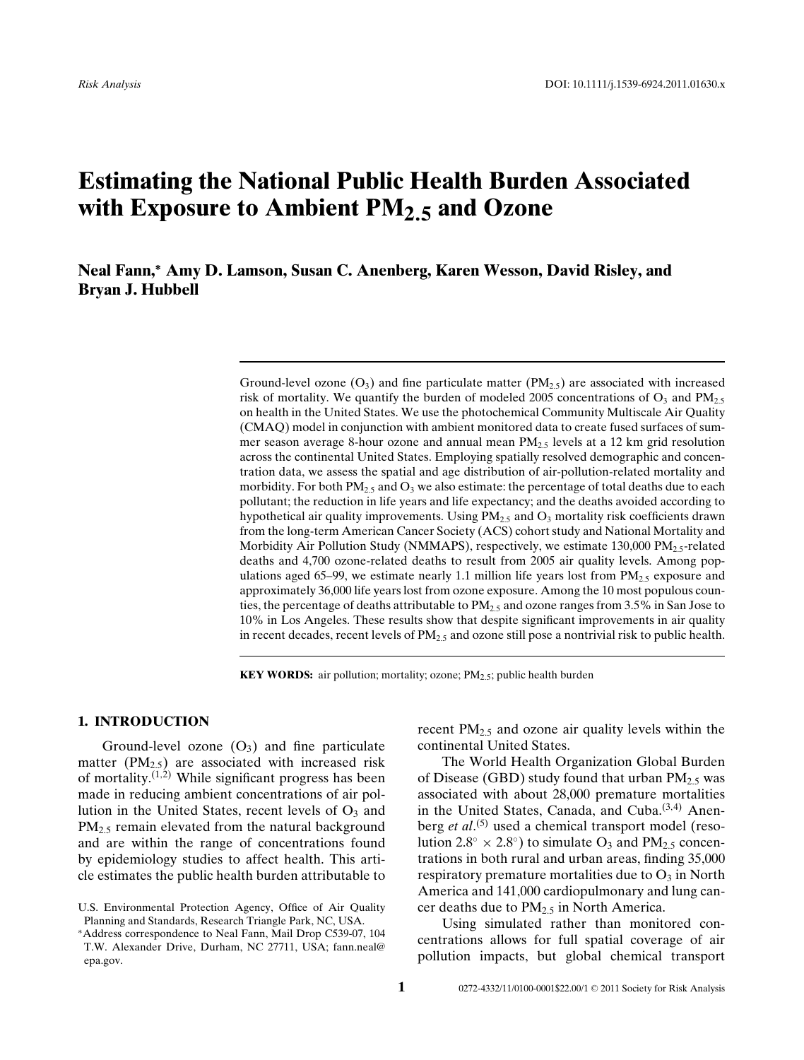# Estimating the National Public Health Burden Associated with Exposure to Ambient $PM_{2.5}$ and Ozone

**Neal Fann,* Amy D. Lamson, Susan C. Anenberg, Karen Wesson, David Risley, and Bryan J. Hubbell**

Ground-level ozone ($O_3$) and fine particulate matter ($PM_{2.5}$) are associated with increased risk of mortality. We quantify the burden of modeled 2005 concentrations of $O_3$ and $PM_{2.5}$ on health in the United States. We use the photochemical Community Multiscale Air Quality (CMAQ) model in conjunction with ambient monitored data to create fused surfaces of summer season average 8-hour ozone and annual mean $PM_{2.5}$ levels at a 12 km grid resolution across the continental United States. Employing spatially resolved demographic and concentration data, we assess the spatial and age distribution of air-pollution-related mortality and morbidity. For both $PM_{2.5}$ and $O_3$ we also estimate: the percentage of total deaths due to each pollutant; the reduction in life years and life expectancy; and the deaths avoided according to hypothetical air quality improvements. Using $PM_{2.5}$ and $O_3$ mortality risk coefficients drawn from the long-term American Cancer Society (ACS) cohort study and National Mortality and Morbidity Air Pollution Study (NMMAPS), respectively, we estimate 130,000 $PM_{2.5}$-related deaths and 4,700 ozone-related deaths to result from 2005 air quality levels. Among populations aged 65–99, we estimate nearly 1.1 million life years lost from $PM_{2.5}$ exposure and approximately 36,000 life years lost from ozone exposure. Among the 10 most populous counties, the percentage of deaths attributable to $PM_{2.5}$ and ozone ranges from 3.5% in San Jose to 10% in Los Angeles. These results show that despite significant improvements in air quality in recent decades, recent levels of $PM_{2.5}$ and ozone still pose a nontrivial risk to public health.

**KEY WORDS:** air pollution; mortality; ozone; $PM_{2.5}$; public health burden

## 1. INTRODUCTION

Ground-level ozone ($O_3$) and fine particulate matter ($PM_{2.5}$) are associated with increased risk of mortality.[1,2] While significant progress has been made in reducing ambient concentrations of air pollution in the United States, recent levels of $O_3$ and $PM_{2.5}$ remain elevated from the natural background and are within the range of concentrations found by epidemiology studies to affect health. This article estimates the public health burden attributable to recent $PM_{2.5}$ and ozone air quality levels within the continental United States.

The World Health Organization Global Burden of Disease (GBD) study found that urban $PM_{2.5}$ was associated with about 28,000 premature mortalities in the United States, Canada, and Cuba.[3,4] Anenberg *et al*.[5] used a chemical transport model (resolution $2.8^\circ \times 2.8^\circ$) to simulate $O_3$ and $PM_{2.5}$ concentrations in both rural and urban areas, finding 35,000 respiratory premature mortalities due to $O_3$ in North America and 141,000 cardiopulmonary and lung cancer deaths due to $PM_{2.5}$ in North America.

Using simulated rather than monitored concentrations allows for full spatial coverage of air pollution impacts, but global chemical transport

U.S. Environmental Protection Agency, Office of Air Quality Planning and Standards, Research Triangle Park, NC, USA.

*Address correspondence to Neal Fann, Mail Drop C539-07, 104 T.W. Alexander Drive, Durham, NC 27711, USA; fann.neal@epa.gov.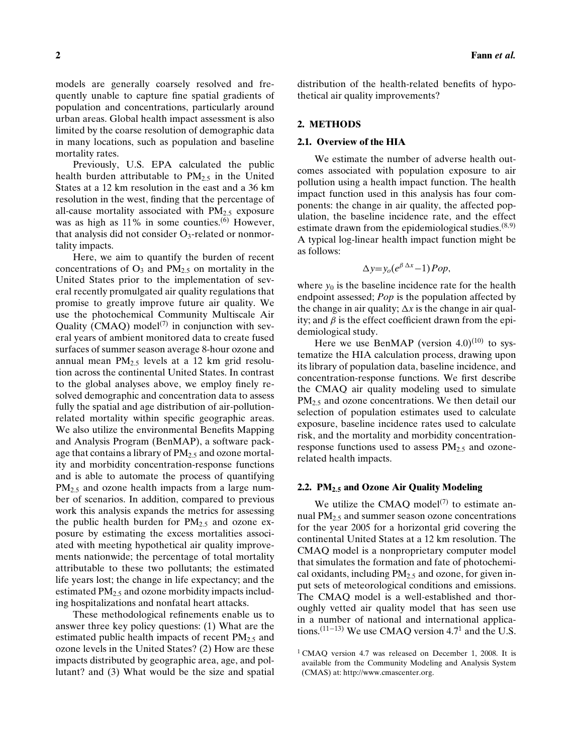models are generally coarsely resolved and frequently unable to capture fine spatial gradients of population and concentrations, particularly around urban areas. Global health impact assessment is also limited by the coarse resolution of demographic data in many locations, such as population and baseline mortality rates.

Previously, U.S. EPA calculated the public health burden attributable to $PM_{2.5}$ in the United States at a 12 km resolution in the east and a 36 km resolution in the west, finding that the percentage of all-cause mortality associated with $PM_{2.5}$ exposure was as high as 11% in some counties.[6] However, that analysis did not consider $O_3$-related or nonmortality impacts.

Here, we aim to quantify the burden of recent concentrations of $O_3$ and $PM_{2.5}$ on mortality in the United States prior to the implementation of several recently promulgated air quality regulations that promise to greatly improve future air quality. We use the photochemical Community Multiscale Air Quality (CMAQ) model[7] in conjunction with several years of ambient monitored data to create fused surfaces of summer season average 8-hour ozone and annual mean $PM_{2.5}$ levels at a 12 km grid resolution across the continental United States. In contrast to the global analyses above, we employ finely resolved demographic and concentration data to assess fully the spatial and age distribution of air-pollution-related mortality within specific geographic areas. We also utilize the environmental Benefits Mapping and Analysis Program (BenMAP), a software package that contains a library of $PM_{2.5}$ and ozone mortality and morbidity concentration-response functions and is able to automate the process of quantifying $PM_{2.5}$ and ozone health impacts from a large number of scenarios. In addition, compared to previous work this analysis expands the metrics for assessing the public health burden for $PM_{2.5}$ and ozone exposure by estimating the excess mortalities associated with meeting hypothetical air quality improvements nationwide; the percentage of total mortality attributable to these two pollutants; the estimated life years lost; the change in life expectancy; and the estimated $PM_{2.5}$ and ozone morbidity impacts including hospitalizations and nonfatal heart attacks.

These methodological refinements enable us to answer three key policy questions: (1) What are the estimated public health impacts of recent $PM_{2.5}$ and ozone levels in the United States? (2) How are these impacts distributed by geographic area, age, and pollutant? and (3) What would be the size and spatial distribution of the health-related benefits of hypothetical air quality improvements?

## 2. METHODS

### 2.1. Overview of the HIA

We estimate the number of adverse health outcomes associated with population exposure to air pollution using a health impact function. The health impact function used in this analysis has four components: the change in air quality, the affected population, the baseline incidence rate, and the effect estimate drawn from the epidemiological studies.[8,9] A typical log-linear health impact function might be as follows:

$$\Delta y = y_o(e^{\beta \, \Delta x} - 1) Pop,$$

where $y_0$ is the baseline incidence rate for the health endpoint assessed; *Pop* is the population affected by the change in air quality; $\Delta x$ is the change in air quality; and $\beta$ is the effect coefficient drawn from the epidemiological study.

Here we use BenMAP (version 4.0)[10] to systematize the HIA calculation process, drawing upon its library of population data, baseline incidence, and concentration-response functions. We first describe the CMAQ air quality modeling used to simulate $PM_{2.5}$ and ozone concentrations. We then detail our selection of population estimates used to calculate exposure, baseline incidence rates used to calculate risk, and the mortality and morbidity concentration-response functions used to assess $PM_{2.5}$ and ozone-related health impacts.

### 2.2. $PM_{2.5}$ and Ozone Air Quality Modeling

We utilize the CMAQ model[7] to estimate annual $PM_{2.5}$ and summer season ozone concentrations for the year 2005 for a horizontal grid covering the continental United States at a 12 km resolution. The CMAQ model is a nonproprietary computer model that simulates the formation and fate of photochemical oxidants, including $PM_{2.5}$ and ozone, for given input sets of meteorological conditions and emissions. The CMAQ model is a well-established and thoroughly vetted air quality model that has seen use in a number of national and international applications.[11–13] We use CMAQ version 4.7[1] and the U.S.

[1] CMAQ version 4.7 was released on December 1, 2008. It is available from the Community Modeling and Analysis System (CMAS) at: http://www.cmascenter.org.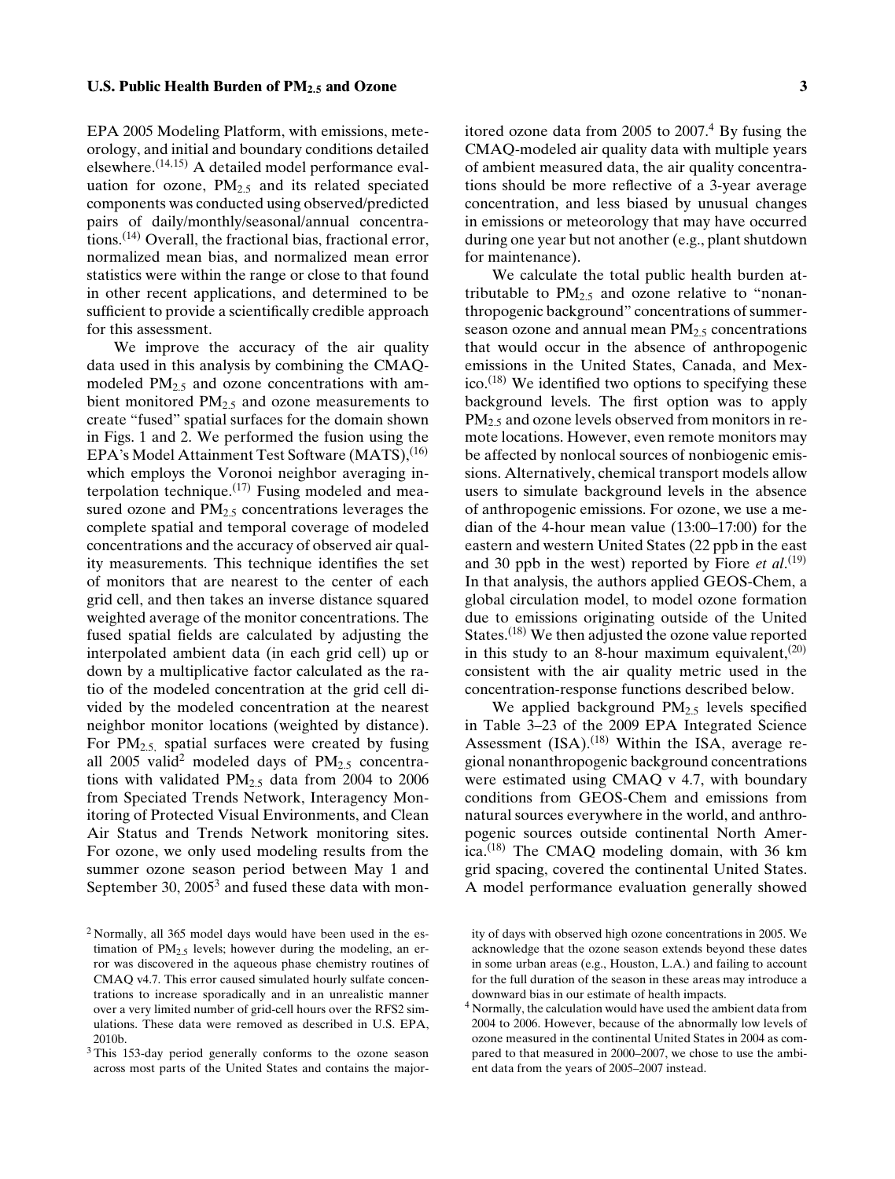EPA 2005 Modeling Platform, with emissions, meteorology, and initial and boundary conditions detailed elsewhere.[14,15] A detailed model performance evaluation for ozone, $PM_{2.5}$ and its related speciated components was conducted using observed/predicted pairs of daily/monthly/seasonal/annual concentrations.[14] Overall, the fractional bias, fractional error, normalized mean bias, and normalized mean error statistics were within the range or close to that found in other recent applications, and determined to be sufficient to provide a scientifically credible approach for this assessment.

We improve the accuracy of the air quality data used in this analysis by combining the CMAQ-modeled $PM_{2.5}$ and ozone concentrations with ambient monitored $PM_{2.5}$ and ozone measurements to create "fused" spatial surfaces for the domain shown in Figs. 1 and 2. We performed the fusion using the EPA's Model Attainment Test Software (MATS),[16] which employs the Voronoi neighbor averaging interpolation technique.[17] Fusing modeled and measured ozone and $PM_{2.5}$ concentrations leverages the complete spatial and temporal coverage of modeled concentrations and the accuracy of observed air quality measurements. This technique identifies the set of monitors that are nearest to the center of each grid cell, and then takes an inverse distance squared weighted average of the monitor concentrations. The fused spatial fields are calculated by adjusting the interpolated ambient data (in each grid cell) up or down by a multiplicative factor calculated as the ratio of the modeled concentration at the grid cell divided by the modeled concentration at the nearest neighbor monitor locations (weighted by distance). For $PM_{2.5,}$ spatial surfaces were created by fusing all 2005 valid[2] modeled days of $PM_{2.5}$ concentrations with validated $PM_{2.5}$ data from 2004 to 2006 from Speciated Trends Network, Interagency Monitoring of Protected Visual Environments, and Clean Air Status and Trends Network monitoring sites. For ozone, we only used modeling results from the summer ozone season period between May 1 and September 30, 2005[3] and fused these data with monitored ozone data from 2005 to 2007.[4] By fusing the CMAQ-modeled air quality data with multiple years of ambient measured data, the air quality concentrations should be more reflective of a 3-year average concentration, and less biased by unusual changes in emissions or meteorology that may have occurred during one year but not another (e.g., plant shutdown for maintenance).

We calculate the total public health burden attributable to $PM_{2.5}$ and ozone relative to "nonanthropogenic background" concentrations of summer-season ozone and annual mean $PM_{2.5}$ concentrations that would occur in the absence of anthropogenic emissions in the United States, Canada, and Mexico.[18] We identified two options to specifying these background levels. The first option was to apply $PM_{2.5}$ and ozone levels observed from monitors in remote locations. However, even remote monitors may be affected by nonlocal sources of nonbiogenic emissions. Alternatively, chemical transport models allow users to simulate background levels in the absence of anthropogenic emissions. For ozone, we use a median of the 4-hour mean value (13:00–17:00) for the eastern and western United States (22 ppb in the east and 30 ppb in the west) reported by Fiore *et al*.[19] In that analysis, the authors applied GEOS-Chem, a global circulation model, to model ozone formation due to emissions originating outside of the United States.[18] We then adjusted the ozone value reported in this study to an 8-hour maximum equivalent,[20] consistent with the air quality metric used in the concentration-response functions described below.

We applied background $PM_{2.5}$ levels specified in Table 3–23 of the 2009 EPA Integrated Science Assessment (ISA).[18] Within the ISA, average regional nonanthropogenic background concentrations were estimated using CMAQ v 4.7, with boundary conditions from GEOS-Chem and emissions from natural sources everywhere in the world, and anthropogenic sources outside continental North America.[18] The CMAQ modeling domain, with 36 km grid spacing, covered the continental United States. A model performance evaluation generally showed

[2] Normally, all 365 model days would have been used in the estimation of $PM_{2.5}$ levels; however during the modeling, an error was discovered in the aqueous phase chemistry routines of CMAQ v4.7. This error caused simulated hourly sulfate concentrations to increase sporadically and in an unrealistic manner over a very limited number of grid-cell hours over the RFS2 simulations. These data were removed as described in U.S. EPA, 2010b.

[3] This 153-day period generally conforms to the ozone season across most parts of the United States and contains the majority of days with observed high ozone concentrations in 2005. We acknowledge that the ozone season extends beyond these dates in some urban areas (e.g., Houston, L.A.) and failing to account for the full duration of the season in these areas may introduce a downward bias in our estimate of health impacts.

[4] Normally, the calculation would have used the ambient data from 2004 to 2006. However, because of the abnormally low levels of ozone measured in the continental United States in 2004 as compared to that measured in 2000–2007, we chose to use the ambient data from the years of 2005–2007 instead.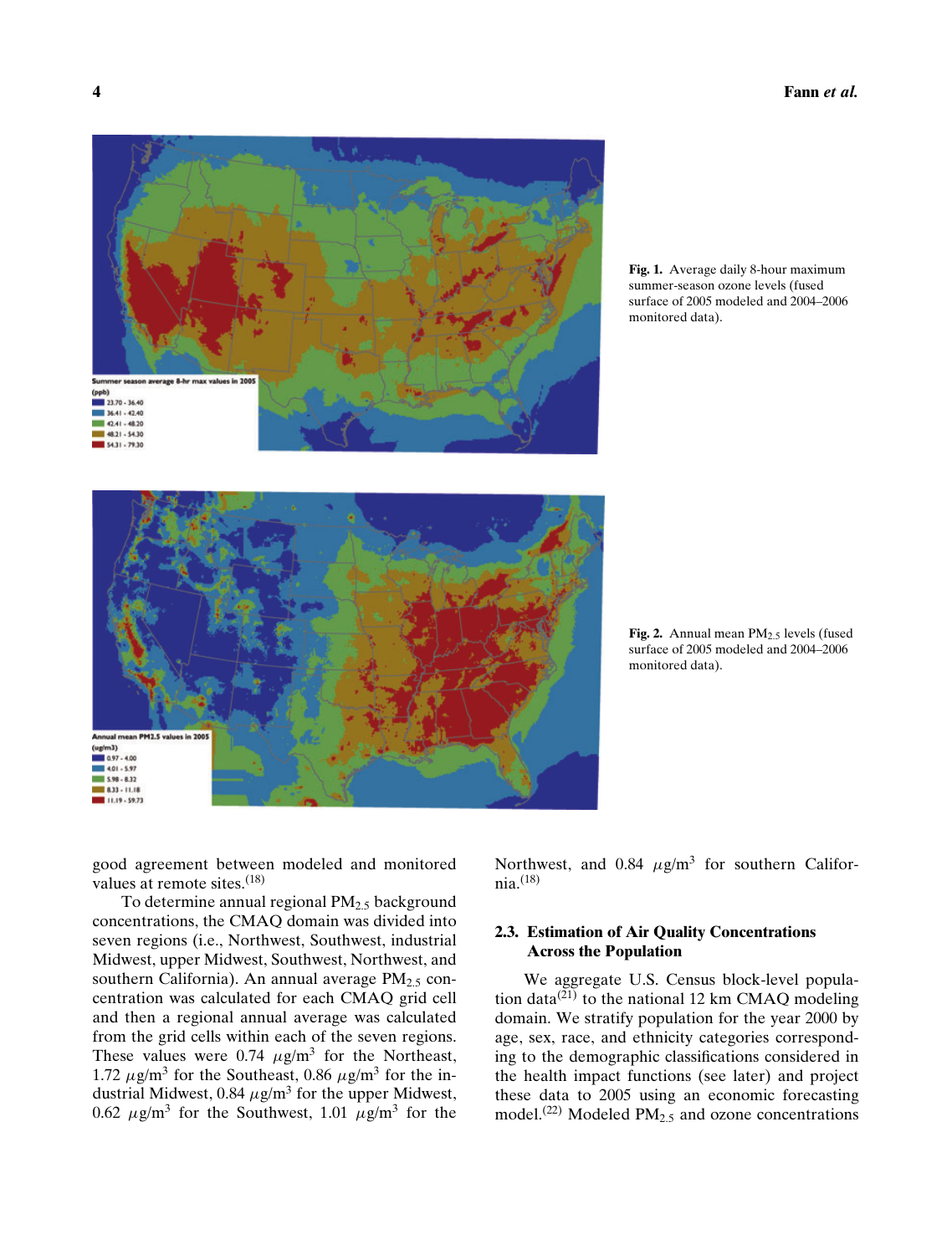Summer season average 8-hr max values in 2005
(ppb)
23.70 - 36.40
36.41 - 42.40
42.41 - 48.20
48.21 - 54.30
54.31 - 79.30

**Fig. 1.** Average daily 8-hour maximum summer-season ozone levels (fused surface of 2005 modeled and 2004–2006 monitored data).

Annual mean PM2.5 values in 2005
(ug/m3)
0.97 - 4.00
4.01 - 5.97
5.98 - 8.32
8.33 - 11.18
11.19 - 59.73

**Fig. 2.** Annual mean $PM_{2.5}$ levels (fused surface of 2005 modeled and 2004–2006 monitored data).

good agreement between modeled and monitored values at remote sites.[18]

To determine annual regional $PM_{2.5}$ background concentrations, the CMAQ domain was divided into seven regions (i.e., Northwest, Southwest, industrial Midwest, upper Midwest, Southwest, Northwest, and southern California). An annual average $PM_{2.5}$ concentration was calculated for each CMAQ grid cell and then a regional annual average was calculated from the grid cells within each of the seven regions. These values were 0.74 $\mu g/m^3$ for the Northeast, 1.72 $\mu g/m^3$ for the Southeast, 0.86 $\mu g/m^3$ for the industrial Midwest, 0.84 $\mu g/m^3$ for the upper Midwest, 0.62 $\mu g/m^3$ for the Southwest, 1.01 $\mu g/m^3$ for the Northwest, and 0.84 $\mu g/m^3$ for southern California.[18]

### 2.3. Estimation of Air Quality Concentrations Across the Population

We aggregate U.S. Census block-level population data[21] to the national 12 km CMAQ modeling domain. We stratify population for the year 2000 by age, sex, race, and ethnicity categories corresponding to the demographic classifications considered in the health impact functions (see later) and project these data to 2005 using an economic forecasting model.[22] Modeled $PM_{2.5}$ and ozone concentrations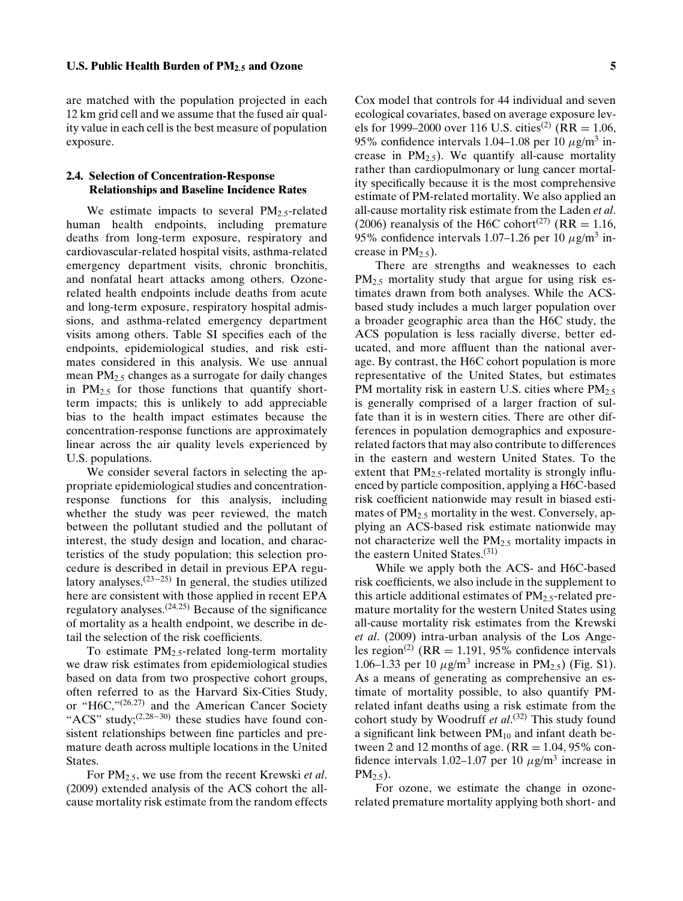are matched with the population projected in each 12 km grid cell and we assume that the fused air quality value in each cell is the best measure of population exposure.

### 2.4. Selection of Concentration-Response Relationships and Baseline Incidence Rates

We estimate impacts to several $PM_{2.5}$-related human health endpoints, including premature deaths from long-term exposure, respiratory and cardiovascular-related hospital visits, asthma-related emergency department visits, chronic bronchitis, and nonfatal heart attacks among others. Ozone-related health endpoints include deaths from acute and long-term exposure, respiratory hospital admissions, and asthma-related emergency department visits among others. Table SI specifies each of the endpoints, epidemiological studies, and risk estimates considered in this analysis. We use annual mean $PM_{2.5}$ changes as a surrogate for daily changes in $PM_{2.5}$ for those functions that quantify short-term impacts; this is unlikely to add appreciable bias to the health impact estimates because the concentration-response functions are approximately linear across the air quality levels experienced by U.S. populations.

We consider several factors in selecting the appropriate epidemiological studies and concentration-response functions for this analysis, including whether the study was peer reviewed, the match between the pollutant studied and the pollutant of interest, the study design and location, and characteristics of the study population; this selection procedure is described in detail in previous EPA regulatory analyses.[23–25] In general, the studies utilized here are consistent with those applied in recent EPA regulatory analyses.[24,25] Because of the significance of mortality as a health endpoint, we describe in detail the selection of the risk coefficients.

To estimate $PM_{2.5}$-related long-term mortality we draw risk estimates from epidemiological studies based on data from two prospective cohort groups, often referred to as the Harvard Six-Cities Study, or "H6C,"[26,27] and the American Cancer Society "ACS" study;[2,28–30] these studies have found consistent relationships between fine particles and premature death across multiple locations in the United States.

For $PM_{2.5}$, we use from the recent Krewski *et al.* (2009) extended analysis of the ACS cohort the all-cause mortality risk estimate from the random effects Cox model that controls for 44 individual and seven ecological covariates, based on average exposure levels for 1999–2000 over 116 U.S. cities[2] (RR = 1.06, 95% confidence intervals 1.04–1.08 per 10 $\mu g/m^3$ increase in $PM_{2.5}$). We quantify all-cause mortality rather than cardiopulmonary or lung cancer mortality specifically because it is the most comprehensive estimate of PM-related mortality. We also applied an all-cause mortality risk estimate from the Laden *et al.* (2006) reanalysis of the H6C cohort[27] (RR = 1.16, 95% confidence intervals 1.07–1.26 per 10 $\mu g/m^3$ increase in $PM_{2.5}$).

There are strengths and weaknesses to each $PM_{2.5}$ mortality study that argue for using risk estimates drawn from both analyses. While the ACS-based study includes a much larger population over a broader geographic area than the H6C study, the ACS population is less racially diverse, better educated, and more affluent than the national average. By contrast, the H6C cohort population is more representative of the United States, but estimates PM mortality risk in eastern U.S. cities where $PM_{2.5}$ is generally comprised of a larger fraction of sulfate than it is in western cities. There are other differences in population demographics and exposure-related factors that may also contribute to differences in the eastern and western United States. To the extent that $PM_{2.5}$-related mortality is strongly influenced by particle composition, applying a H6C-based risk coefficient nationwide may result in biased estimates of $PM_{2.5}$ mortality in the west. Conversely, applying an ACS-based risk estimate nationwide may not characterize well the $PM_{2.5}$ mortality impacts in the eastern United States.[31]

While we apply both the ACS- and H6C-based risk coefficients, we also include in the supplement to this article additional estimates of $PM_{2.5}$-related premature mortality for the western United States using all-cause mortality risk estimates from the Krewski *et al.* (2009) intra-urban analysis of the Los Angeles region[2] (RR = 1.191, 95% confidence intervals 1.06–1.33 per 10 $\mu g/m^3$ increase in $PM_{2.5}$) (Fig. S1). As a means of generating as comprehensive an estimate of mortality possible, to also quantify PM-related infant deaths using a risk estimate from the cohort study by Woodruff *et al.*[32] This study found a significant link between $PM_{10}$ and infant death between 2 and 12 months of age. (RR = 1.04, 95% confidence intervals 1.02–1.07 per 10 $\mu g/m^3$ increase in $PM_{2.5}$).

For ozone, we estimate the change in ozone-related premature mortality applying both short- and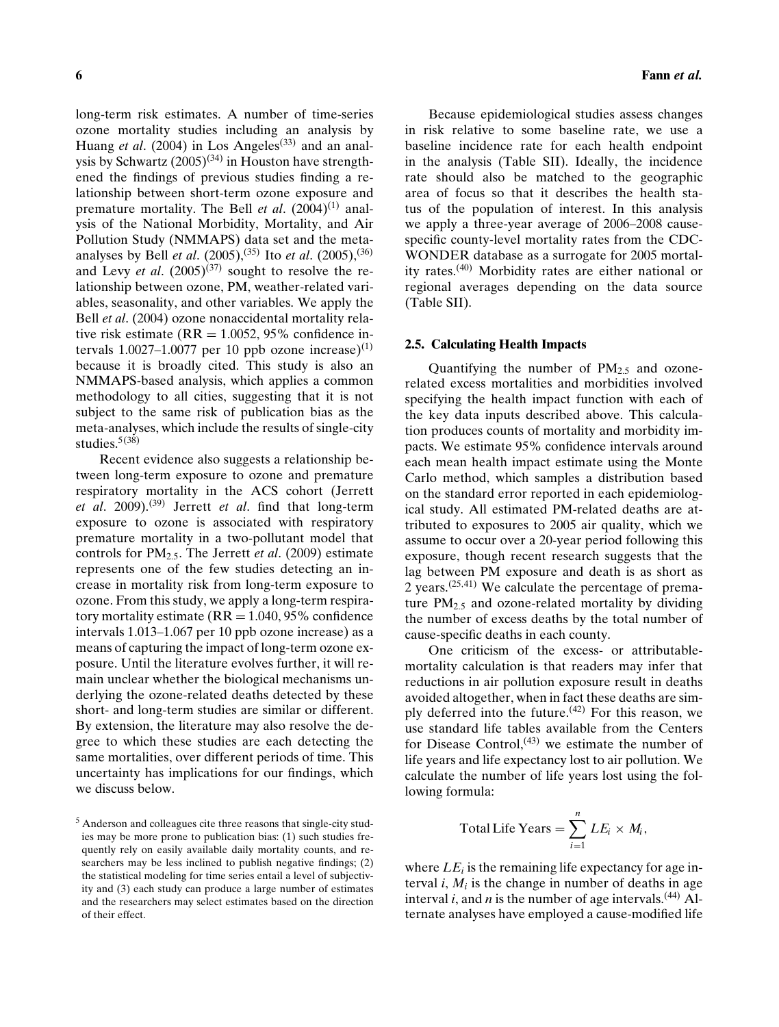long-term risk estimates. A number of time-series ozone mortality studies including an analysis by Huang *et al*. (2004) in Los Angeles[33] and an analysis by Schwartz (2005)[34] in Houston have strengthened the findings of previous studies finding a relationship between short-term ozone exposure and premature mortality. The Bell *et al*. (2004)[1] analysis of the National Morbidity, Mortality, and Air Pollution Study (NMMAPS) data set and the meta-analyses by Bell *et al*. (2005),[35] Ito *et al*. (2005),[36] and Levy *et al*. (2005)[37] sought to resolve the relationship between ozone, PM, weather-related variables, seasonality, and other variables. We apply the Bell *et al*. (2004) ozone nonaccidental mortality relative risk estimate (RR = 1.0052, 95% confidence intervals 1.0027–1.0077 per 10 ppb ozone increase)[1] because it is broadly cited. This study is also an NMMAPS-based analysis, which applies a common methodology to all cities, suggesting that it is not subject to the same risk of publication bias as the meta-analyses, which include the results of single-city studies.[5](38)

Recent evidence also suggests a relationship between long-term exposure to ozone and premature respiratory mortality in the ACS cohort (Jerrett *et al*. 2009).[39] Jerrett *et al*. find that long-term exposure to ozone is associated with respiratory premature mortality in a two-pollutant model that controls for $PM_{2.5}$. The Jerrett *et al*. (2009) estimate represents one of the few studies detecting an increase in mortality risk from long-term exposure to ozone. From this study, we apply a long-term respiratory mortality estimate (RR = 1.040, 95% confidence intervals 1.013–1.067 per 10 ppb ozone increase) as a means of capturing the impact of long-term ozone exposure. Until the literature evolves further, it will remain unclear whether the biological mechanisms underlying the ozone-related deaths detected by these short- and long-term studies are similar or different. By extension, the literature may also resolve the degree to which these studies are each detecting the same mortalities, over different periods of time. This uncertainty has implications for our findings, which we discuss below.

[5] Anderson and colleagues cite three reasons that single-city studies may be more prone to publication bias: (1) such studies frequently rely on easily available daily mortality counts, and researchers may be less inclined to publish negative findings; (2) the statistical modeling for time series entail a level of subjectivity and (3) each study can produce a large number of estimates and the researchers may select estimates based on the direction of their effect.

Because epidemiological studies assess changes in risk relative to some baseline rate, we use a baseline incidence rate for each health endpoint in the analysis (Table SII). Ideally, the incidence rate should also be matched to the geographic area of focus so that it describes the health status of the population of interest. In this analysis we apply a three-year average of 2006–2008 cause-specific county-level mortality rates from the CDC-WONDER database as a surrogate for 2005 mortality rates.[40] Morbidity rates are either national or regional averages depending on the data source (Table SII).

### 2.5. Calculating Health Impacts

Quantifying the number of $PM_{2.5}$ and ozone-related excess mortalities and morbidities involved specifying the health impact function with each of the key data inputs described above. This calculation produces counts of mortality and morbidity impacts. We estimate 95% confidence intervals around each mean health impact estimate using the Monte Carlo method, which samples a distribution based on the standard error reported in each epidemiological study. All estimated PM-related deaths are attributed to exposures to 2005 air quality, which we assume to occur over a 20-year period following this exposure, though recent research suggests that the lag between PM exposure and death is as short as 2 years.[25,41] We calculate the percentage of premature $PM_{2.5}$ and ozone-related mortality by dividing the number of excess deaths by the total number of cause-specific deaths in each county.

One criticism of the excess- or attributable-mortality calculation is that readers may infer that reductions in air pollution exposure result in deaths avoided altogether, when in fact these deaths are simply deferred into the future.[42] For this reason, we use standard life tables available from the Centers for Disease Control,[43] we estimate the number of life years and life expectancy lost to air pollution. We calculate the number of life years lost using the following formula:

$$\text{Total Life Years} = \sum_{i=1}^{n} LE_i \times M_i,$$

where $LE_i$ is the remaining life expectancy for age interval $i$, $M_i$ is the change in number of deaths in age interval $i$, and $n$ is the number of age intervals.[44] Alternate analyses have employed a cause-modified life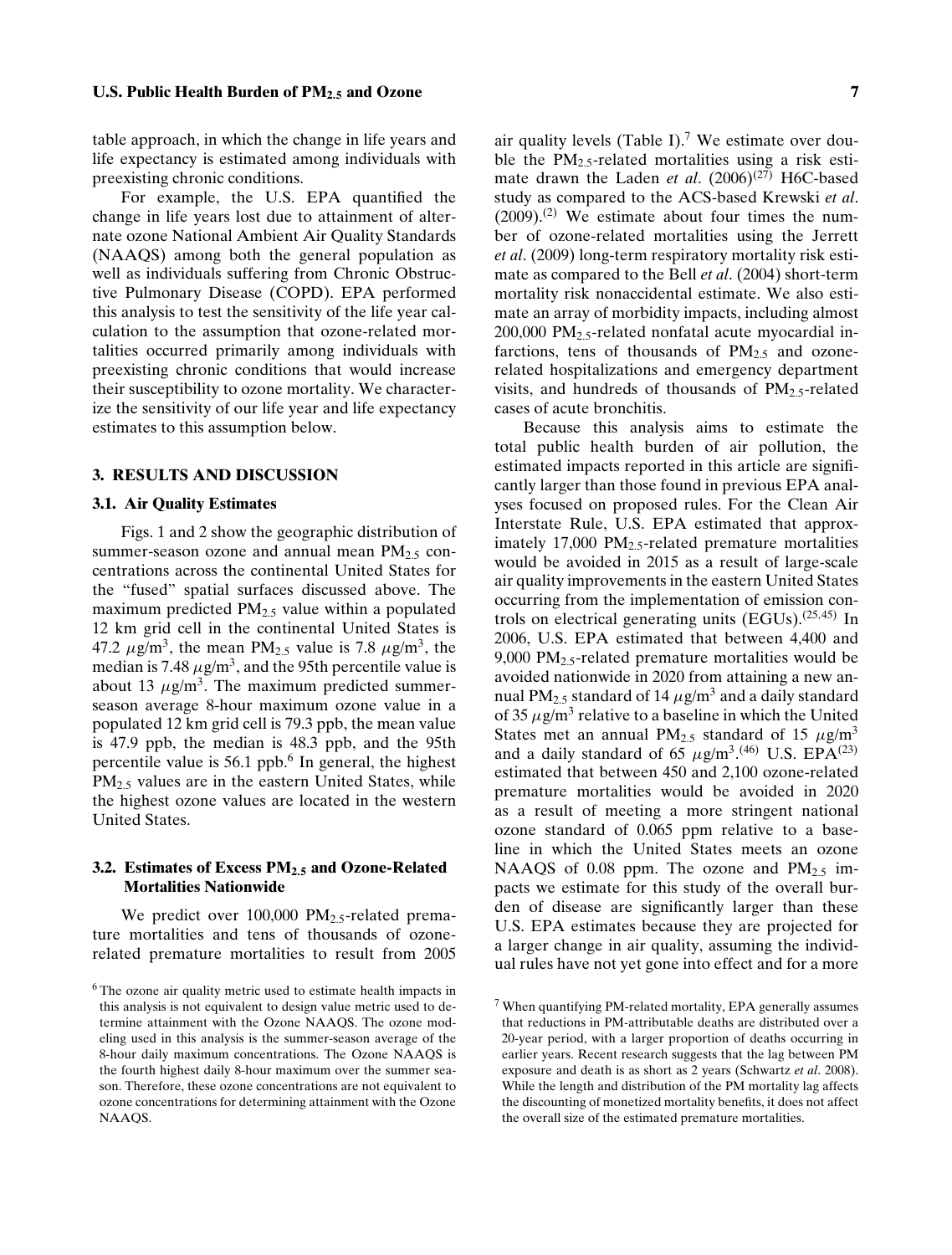table approach, in which the change in life years and life expectancy is estimated among individuals with preexisting chronic conditions.

For example, the U.S. EPA quantified the change in life years lost due to attainment of alternate ozone National Ambient Air Quality Standards (NAAQS) among both the general population as well as individuals suffering from Chronic Obstructive Pulmonary Disease (COPD). EPA performed this analysis to test the sensitivity of the life year calculation to the assumption that ozone-related mortalities occurred primarily among individuals with preexisting chronic conditions that would increase their susceptibility to ozone mortality. We characterize the sensitivity of our life year and life expectancy estimates to this assumption below.

## 3. RESULTS AND DISCUSSION

### 3.1. Air Quality Estimates

Figs. 1 and 2 show the geographic distribution of summer-season ozone and annual mean $PM_{2.5}$ concentrations across the continental United States for the "fused" spatial surfaces discussed above. The maximum predicted $PM_{2.5}$ value within a populated 12 km grid cell in the continental United States is 47.2 $\mu g/m^3$, the mean $PM_{2.5}$ value is 7.8 $\mu g/m^3$, the median is 7.48 $\mu g/m^3$, and the 95th percentile value is about 13 $\mu g/m^3$. The maximum predicted summer-season average 8-hour maximum ozone value in a populated 12 km grid cell is 79.3 ppb, the mean value is 47.9 ppb, the median is 48.3 ppb, and the 95th percentile value is 56.1 ppb.[6] In general, the highest $PM_{2.5}$ values are in the eastern United States, while the highest ozone values are located in the western United States.

### 3.2. Estimates of Excess $PM_{2.5}$ and Ozone-Related Mortalities Nationwide

We predict over 100,000 $PM_{2.5}$-related premature mortalities and tens of thousands of ozone-related premature mortalities to result from 2005 air quality levels (Table I).[7] We estimate over double the $PM_{2.5}$-related mortalities using a risk estimate drawn the Laden *et al*. (2006)[(27)] H6C-based study as compared to the ACS-based Krewski *et al*. (2009).[(2)] We estimate about four times the number of ozone-related mortalities using the Jerrett *et al*. (2009) long-term respiratory mortality risk estimate as compared to the Bell *et al*. (2004) short-term mortality risk nonaccidental estimate. We also estimate an array of morbidity impacts, including almost 200,000 $PM_{2.5}$-related nonfatal acute myocardial infarctions, tens of thousands of $PM_{2.5}$ and ozone-related hospitalizations and emergency department visits, and hundreds of thousands of $PM_{2.5}$-related cases of acute bronchitis.

Because this analysis aims to estimate the total public health burden of air pollution, the estimated impacts reported in this article are significantly larger than those found in previous EPA analyses focused on proposed rules. For the Clean Air Interstate Rule, U.S. EPA estimated that approximately 17,000 $PM_{2.5}$-related premature mortalities would be avoided in 2015 as a result of large-scale air quality improvements in the eastern United States occurring from the implementation of emission controls on electrical generating units (EGUs).[(25,45)] In 2006, U.S. EPA estimated that between 4,400 and 9,000 $PM_{2.5}$-related premature mortalities would be avoided nationwide in 2020 from attaining a new annual $PM_{2.5}$ standard of 14 $\mu g/m^3$ and a daily standard of 35 $\mu g/m^3$ relative to a baseline in which the United States met an annual $PM_{2.5}$ standard of 15 $\mu g/m^3$ and a daily standard of 65 $\mu g/m^3$.[(46)] U.S. EPA[(23)] estimated that between 450 and 2,100 ozone-related premature mortalities would be avoided in 2020 as a result of meeting a more stringent national ozone standard of 0.065 ppm relative to a baseline in which the United States meets an ozone NAAQS of 0.08 ppm. The ozone and $PM_{2.5}$ impacts we estimate for this study of the overall burden of disease are significantly larger than these U.S. EPA estimates because they are projected for a larger change in air quality, assuming the individual rules have not yet gone into effect and for a more

[6] The ozone air quality metric used to estimate health impacts in this analysis is not equivalent to design value metric used to determine attainment with the Ozone NAAQS. The ozone modeling used in this analysis is the summer-season average of the 8-hour daily maximum concentrations. The Ozone NAAQS is the fourth highest daily 8-hour maximum over the summer season. Therefore, these ozone concentrations are not equivalent to ozone concentrations for determining attainment with the Ozone NAAQS.

[7] When quantifying PM-related mortality, EPA generally assumes that reductions in PM-attributable deaths are distributed over a 20-year period, with a larger proportion of deaths occurring in earlier years. Recent research suggests that the lag between PM exposure and death is as short as 2 years (Schwartz *et al*. 2008). While the length and distribution of the PM mortality lag affects the discounting of monetized mortality benefits, it does not affect the overall size of the estimated premature mortalities.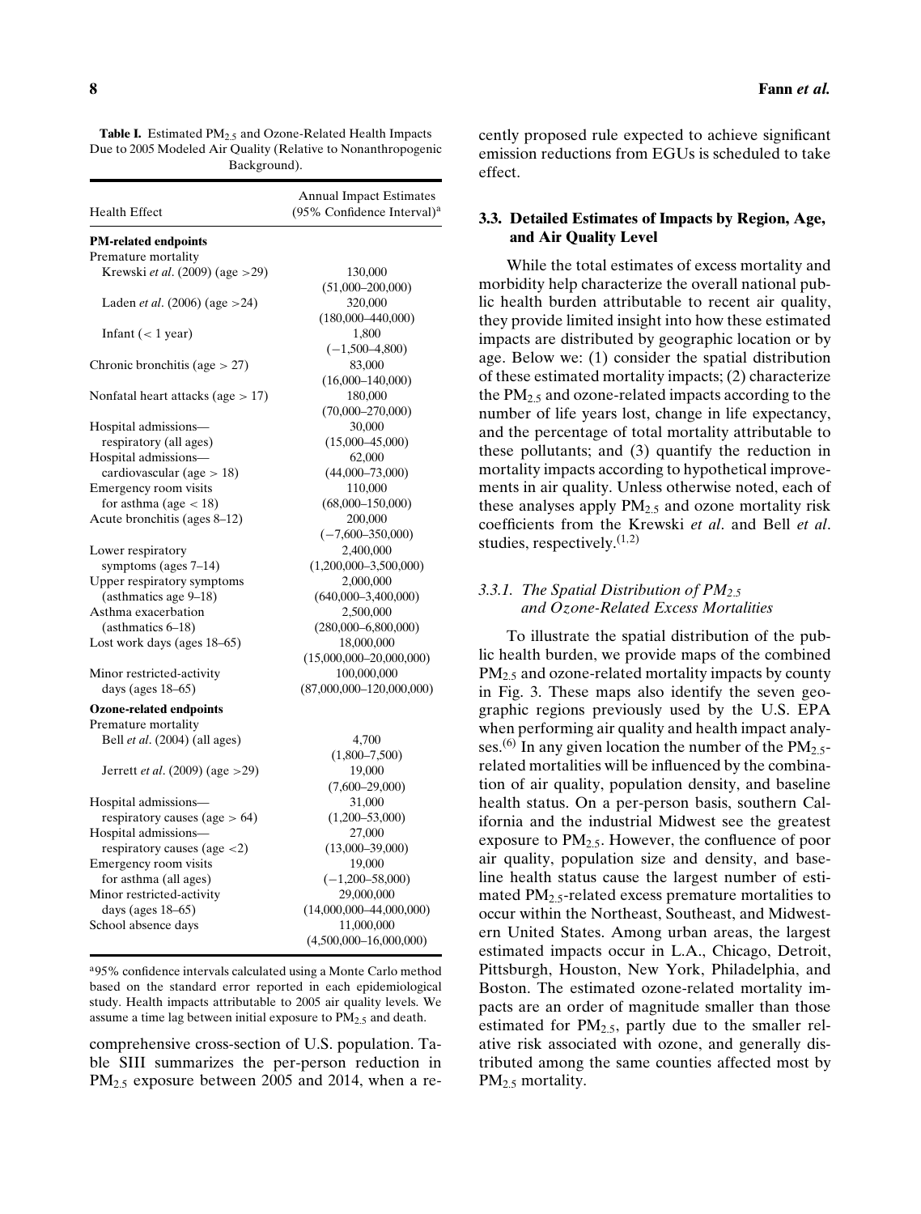**Table I.** Estimated $PM_{2.5}$ and Ozone-Related Health Impacts Due to 2005 Modeled Air Quality (Relative to Nonanthropogenic Background).

| Health Effect | Annual Impact Estimates (95% Confidence Interval)[a] |
|---|---|
| **PM-related endpoints** | |
| Premature mortality | |
| Krewski *et al*. (2009) (age >29) | 130,000 (51,000–200,000) |
| Laden *et al*. (2006) (age >24) | 320,000 (180,000–440,000) |
| Infant (< 1 year) | 1,800 (−1,500–4,800) |
| Chronic bronchitis (age > 27) | 83,000 (16,000–140,000) |
| Nonfatal heart attacks (age > 17) | 180,000 (70,000–270,000) |
| Hospital admissions—respiratory (all ages) | 30,000 (15,000–45,000) |
| Hospital admissions—cardiovascular (age > 18) | 62,000 (44,000–73,000) |
| Emergency room visits for asthma (age < 18) | 110,000 (68,000–150,000) |
| Acute bronchitis (ages 8–12) | 200,000 (−7,600–350,000) |
| Lower respiratory symptoms (ages 7–14) | 2,400,000 (1,200,000–3,500,000) |
| Upper respiratory symptoms (asthmatics age 9–18) | 2,000,000 (640,000–3,400,000) |
| Asthma exacerbation (asthmatics 6–18) | 2,500,000 (280,000–6,800,000) |
| Lost work days (ages 18–65) | 18,000,000 (15,000,000–20,000,000) |
| Minor restricted-activity days (ages 18–65) | 100,000,000 (87,000,000–120,000,000) |
| **Ozone-related endpoints** | |
| Premature mortality | |
| Bell *et al*. (2004) (all ages) | 4,700 (1,800–7,500) |
| Jerrett *et al*. (2009) (age >29) | 19,000 (7,600–29,000) |
| Hospital admissions—respiratory causes (age > 64) | 31,000 (1,200–53,000) |
| Hospital admissions—respiratory causes (age <2) | 27,000 (13,000–39,000) |
| Emergency room visits for asthma (all ages) | 19,000 (−1,200–58,000) |
| Minor restricted-activity days (ages 18–65) | 29,000,000 (14,000,000–44,000,000) |
| School absence days | 11,000,000 (4,500,000–16,000,000) |

[a]95% confidence intervals calculated using a Monte Carlo method based on the standard error reported in each epidemiological study. Health impacts attributable to 2005 air quality levels. We assume a time lag between initial exposure to $PM_{2.5}$ and death.

comprehensive cross-section of U.S. population. Table SIII summarizes the per-person reduction in $PM_{2.5}$ exposure between 2005 and 2014, when a recently proposed rule expected to achieve significant emission reductions from EGUs is scheduled to take effect.

### 3.3. Detailed Estimates of Impacts by Region, Age, and Air Quality Level

While the total estimates of excess mortality and morbidity help characterize the overall national public health burden attributable to recent air quality, they provide limited insight into how these estimated impacts are distributed by geographic location or by age. Below we: (1) consider the spatial distribution of these estimated mortality impacts; (2) characterize the $PM_{2.5}$ and ozone-related impacts according to the number of life years lost, change in life expectancy, and the percentage of total mortality attributable to these pollutants; and (3) quantify the reduction in mortality impacts according to hypothetical improvements in air quality. Unless otherwise noted, each of these analyses apply $PM_{2.5}$ and ozone mortality risk coefficients from the Krewski *et al*. and Bell *et al*. studies, respectively.[1,2]

#### *3.3.1. The Spatial Distribution of $PM_{2.5}$ and Ozone-Related Excess Mortalities*

To illustrate the spatial distribution of the public health burden, we provide maps of the combined $PM_{2.5}$ and ozone-related mortality impacts by county in Fig. 3. These maps also identify the seven geographic regions previously used by the U.S. EPA when performing air quality and health impact analyses.[6] In any given location the number of the $PM_{2.5}$-related mortalities will be influenced by the combination of air quality, population density, and baseline health status. On a per-person basis, southern California and the industrial Midwest see the greatest exposure to $PM_{2.5}$. However, the confluence of poor air quality, population size and density, and baseline health status cause the largest number of estimated $PM_{2.5}$-related excess premature mortalities to occur within the Northeast, Southeast, and Midwestern United States. Among urban areas, the largest estimated impacts occur in L.A., Chicago, Detroit, Pittsburgh, Houston, New York, Philadelphia, and Boston. The estimated ozone-related mortality impacts are an order of magnitude smaller than those estimated for $PM_{2.5}$, partly due to the smaller relative risk associated with ozone, and generally distributed among the same counties affected most by $PM_{2.5}$ mortality.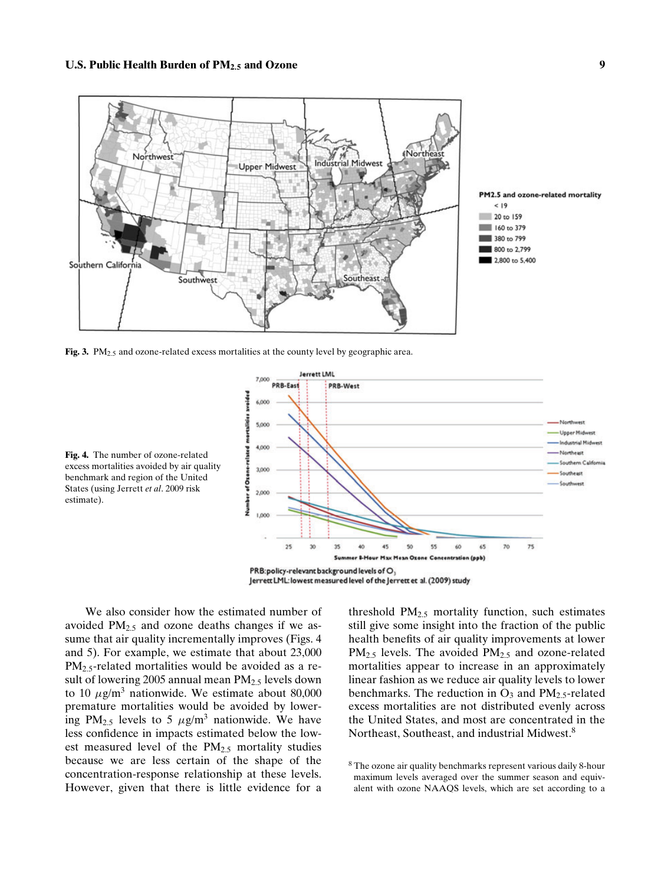Northwest

Upper Midwest

Industrial Midwest

Northeast

Southern California

Southwest

Southeast

PM2.5 and ozone-related mortality

< 19

20 to 159

160 to 379

380 to 799

800 to 2,799

2,800 to 5,400

**Fig. 3.** $PM_{2.5}$ and ozone-related excess mortalities at the county level by geographic area.

Jerrett LML

PRB-East

PRB-West

Number of Ozone-related mortalities avoided

7,000

6,000

5,000

4,000

3,000

2,000

1,000

-

25 30 35 40 45 50 55 60 65 70 75

Summer 8-Hour Max Mean Ozone Concentration (ppb)

Northwest

Upper Midwest

Industrial Midwest

Northeast

Southern California

Southeast

Southwest

PRB: policy-relevant background levels of $O_3$

Jerrett LML: lowest measured level of the Jerrett et al. (2009) study

**Fig. 4.** The number of ozone-related excess mortalities avoided by air quality benchmark and region of the United States (using Jerrett *et al*. 2009 risk estimate).

We also consider how the estimated number of avoided $PM_{2.5}$ and ozone deaths changes if we assume that air quality incrementally improves (Figs. 4 and 5). For example, we estimate that about 23,000 $PM_{2.5}$-related mortalities would be avoided as a result of lowering 2005 annual mean $PM_{2.5}$ levels down to 10 $\mu g/m^3$ nationwide. We estimate about 80,000 premature mortalities would be avoided by lowering $PM_{2.5}$ levels to 5 $\mu g/m^3$ nationwide. We have less confidence in impacts estimated below the lowest measured level of the $PM_{2.5}$ mortality studies because we are less certain of the shape of the concentration-response relationship at these levels. However, given that there is little evidence for a threshold $PM_{2.5}$ mortality function, such estimates still give some insight into the fraction of the public health benefits of air quality improvements at lower $PM_{2.5}$ levels. The avoided $PM_{2.5}$ and ozone-related mortalities appear to increase in an approximately linear fashion as we reduce air quality levels to lower benchmarks. The reduction in $O_3$ and $PM_{2.5}$-related excess mortalities are not distributed evenly across the United States, and most are concentrated in the Northeast, Southeast, and industrial Midwest.[8]

[8] The ozone air quality benchmarks represent various daily 8-hour maximum levels averaged over the summer season and equivalent with ozone NAAQS levels, which are set according to a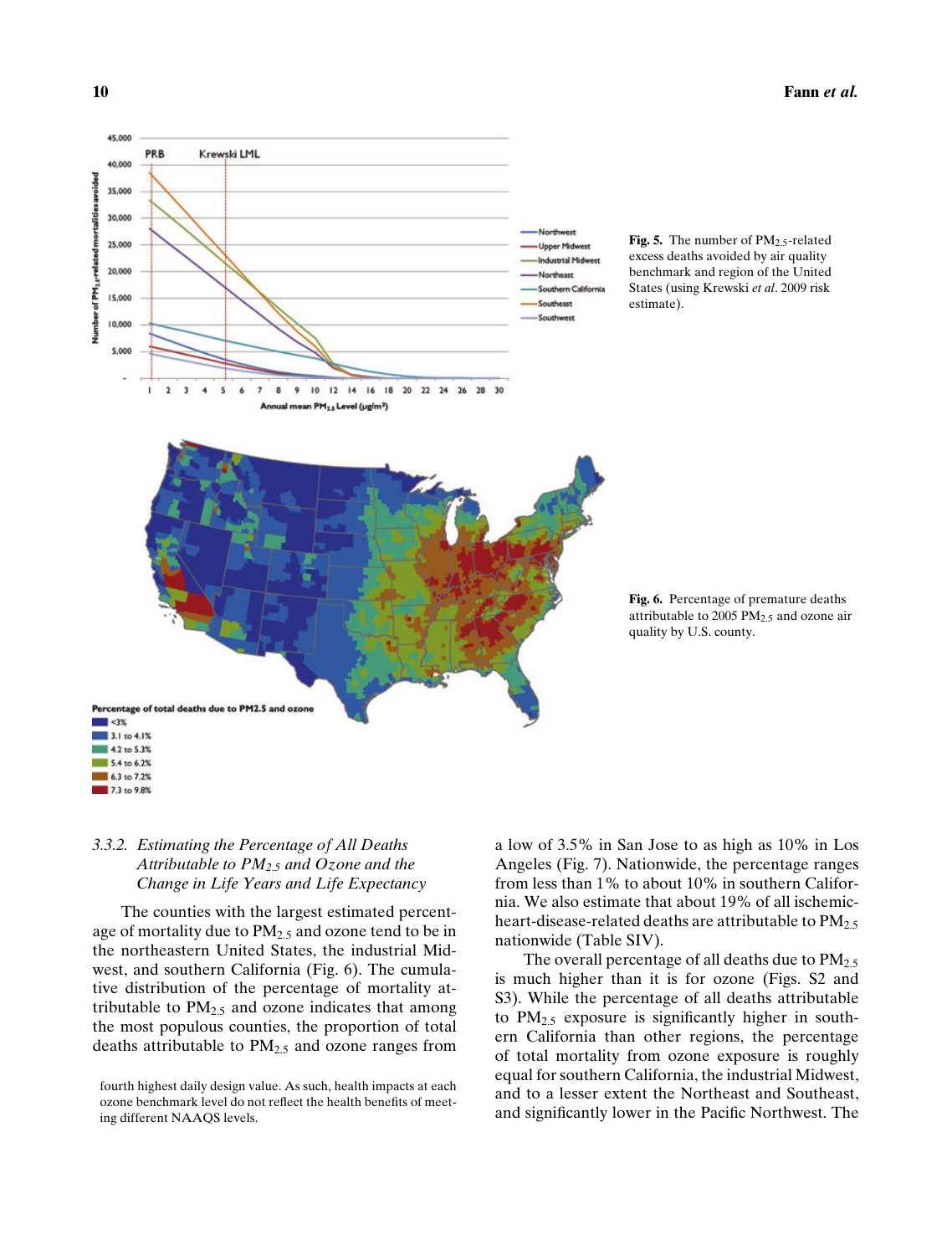Fig. 5. The number of $PM_{2.5}$-related excess deaths avoided by air quality benchmark and region of the United States (using Krewski *et al*. 2009 risk estimate).

Fig. 6. Percentage of premature deaths attributable to 2005 $PM_{2.5}$ and ozone air quality by U.S. county.

### 3.3.2. Estimating the Percentage of All Deaths Attributable to $PM_{2.5}$ and Ozone and the Change in Life Years and Life Expectancy

The counties with the largest estimated percentage of mortality due to $PM_{2.5}$ and ozone tend to be in the northeastern United States, the industrial Midwest, and southern California (Fig. 6). The cumulative distribution of the percentage of mortality attributable to $PM_{2.5}$ and ozone indicates that among the most populous counties, the proportion of total deaths attributable to $PM_{2.5}$ and ozone ranges from a low of 3.5% in San Jose to as high as 10% in Los Angeles (Fig. 7). Nationwide, the percentage ranges from less than 1% to about 10% in southern California. We also estimate that about 19% of all ischemic-heart-disease-related deaths are attributable to $PM_{2.5}$ nationwide (Table SIV).

The overall percentage of all deaths due to $PM_{2.5}$ is much higher than it is for ozone (Figs. S2 and S3). While the percentage of all deaths attributable to $PM_{2.5}$ exposure is significantly higher in southern California than other regions, the percentage of total mortality from ozone exposure is roughly equal for southern California, the industrial Midwest, and to a lesser extent the Northeast and Southeast, and significantly lower in the Pacific Northwest. The

fourth highest daily design value. As such, health impacts at each ozone benchmark level do not reflect the health benefits of meeting different NAAQS levels.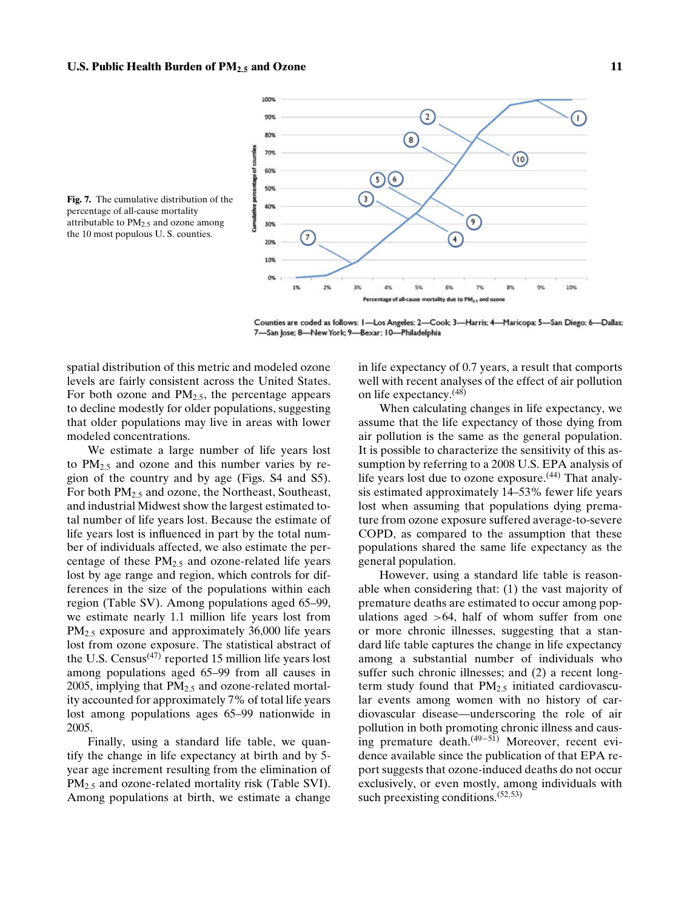**Fig. 7.** The cumulative distribution of the percentage of all-cause mortality attributable to $PM_{2.5}$ and ozone among the 10 most populous U. S. counties.

100%
90%
80%
70%
60%
50%
40%
30%
20%
10%
0%
Cumulative percentage of counties
1%
2%
3%
4%
5%
6%
7%
8%
9%
10%
Percentage of all-cause mortality due to $PM_{2.5}$ and ozone
1
2
3
4
5
6
7
8
9
10

Counties are coded as follows: 1—Los Angeles; 2—Cook; 3—Harris; 4—Maricopa; 5—San Diego; 6—Dallas; 7—San Jose; 8—New York; 9—Bexar; 10—Philadelphia

spatial distribution of this metric and modeled ozone levels are fairly consistent across the United States. For both ozone and $PM_{2.5}$, the percentage appears to decline modestly for older populations, suggesting that older populations may live in areas with lower modeled concentrations.

We estimate a large number of life years lost to $PM_{2.5}$ and ozone and this number varies by region of the country and by age (Figs. S4 and S5). For both $PM_{2.5}$ and ozone, the Northeast, Southeast, and industrial Midwest show the largest estimated total number of life years lost. Because the estimate of life years lost is influenced in part by the total number of individuals affected, we also estimate the percentage of these $PM_{2.5}$ and ozone-related life years lost by age range and region, which controls for differences in the size of the populations within each region (Table SV). Among populations aged 65–99, we estimate nearly 1.1 million life years lost from $PM_{2.5}$ exposure and approximately 36,000 life years lost from ozone exposure. The statistical abstract of the U.S. Census[47] reported 15 million life years lost among populations aged 65–99 from all causes in 2005, implying that $PM_{2.5}$ and ozone-related mortality accounted for approximately 7% of total life years lost among populations ages 65–99 nationwide in 2005.

Finally, using a standard life table, we quantify the change in life expectancy at birth and by 5-year age increment resulting from the elimination of $PM_{2.5}$ and ozone-related mortality risk (Table SVI). Among populations at birth, we estimate a change in life expectancy of 0.7 years, a result that comports well with recent analyses of the effect of air pollution on life expectancy.[48]

When calculating changes in life expectancy, we assume that the life expectancy of those dying from air pollution is the same as the general population. It is possible to characterize the sensitivity of this assumption by referring to a 2008 U.S. EPA analysis of life years lost due to ozone exposure.[44] That analysis estimated approximately 14–53% fewer life years lost when assuming that populations dying premature from ozone exposure suffered average-to-severe COPD, as compared to the assumption that these populations shared the same life expectancy as the general population.

However, using a standard life table is reasonable when considering that: (1) the vast majority of premature deaths are estimated to occur among populations aged >64, half of whom suffer from one or more chronic illnesses, suggesting that a standard life table captures the change in life expectancy among a substantial number of individuals who suffer such chronic illnesses; and (2) a recent long-term study found that $PM_{2.5}$ initiated cardiovascular events among women with no history of cardiovascular disease—underscoring the role of air pollution in both promoting chronic illness and causing premature death.[49–51] Moreover, recent evidence available since the publication of that EPA report suggests that ozone-induced deaths do not occur exclusively, or even mostly, among individuals with such preexisting conditions.[52,53]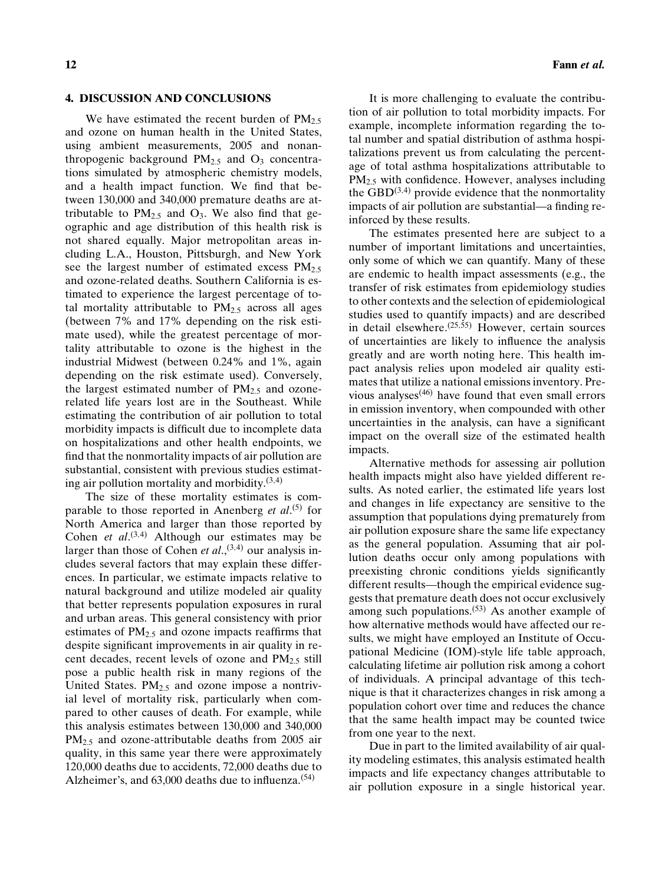## 4. DISCUSSION AND CONCLUSIONS

We have estimated the recent burden of $PM_{2.5}$ and ozone on human health in the United States, using ambient measurements, 2005 and nonanthropogenic background $PM_{2.5}$ and $O_3$ concentrations simulated by atmospheric chemistry models, and a health impact function. We find that between 130,000 and 340,000 premature deaths are attributable to $PM_{2.5}$ and $O_3$. We also find that geographic and age distribution of this health risk is not shared equally. Major metropolitan areas including L.A., Houston, Pittsburgh, and New York see the largest number of estimated excess $PM_{2.5}$ and ozone-related deaths. Southern California is estimated to experience the largest percentage of total mortality attributable to $PM_{2.5}$ across all ages (between 7% and 17% depending on the risk estimate used), while the greatest percentage of mortality attributable to ozone is the highest in the industrial Midwest (between 0.24% and 1%, again depending on the risk estimate used). Conversely, the largest estimated number of $PM_{2.5}$ and ozone-related life years lost are in the Southeast. While estimating the contribution of air pollution to total morbidity impacts is difficult due to incomplete data on hospitalizations and other health endpoints, we find that the nonmortality impacts of air pollution are substantial, consistent with previous studies estimating air pollution mortality and morbidity.[3,4]

The size of these mortality estimates is comparable to those reported in Anenberg *et al*.[5] for North America and larger than those reported by Cohen *et al*.[3,4] Although our estimates may be larger than those of Cohen *et al*.,[3,4] our analysis includes several factors that may explain these differences. In particular, we estimate impacts relative to natural background and utilize modeled air quality that better represents population exposures in rural and urban areas. This general consistency with prior estimates of $PM_{2.5}$ and ozone impacts reaffirms that despite significant improvements in air quality in recent decades, recent levels of ozone and $PM_{2.5}$ still pose a public health risk in many regions of the United States. $PM_{2.5}$ and ozone impose a nontrivial level of mortality risk, particularly when compared to other causes of death. For example, while this analysis estimates between 130,000 and 340,000 $PM_{2.5}$ and ozone-attributable deaths from 2005 air quality, in this same year there were approximately 120,000 deaths due to accidents, 72,000 deaths due to Alzheimer's, and 63,000 deaths due to influenza.[54]

It is more challenging to evaluate the contribution of air pollution to total morbidity impacts. For example, incomplete information regarding the total number and spatial distribution of asthma hospitalizations prevent us from calculating the percentage of total asthma hospitalizations attributable to $PM_{2.5}$ with confidence. However, analyses including the GBD[3,4] provide evidence that the nonmortality impacts of air pollution are substantial—a finding reinforced by these results.

The estimates presented here are subject to a number of important limitations and uncertainties, only some of which we can quantify. Many of these are endemic to health impact assessments (e.g., the transfer of risk estimates from epidemiology studies to other contexts and the selection of epidemiological studies used to quantify impacts) and are described in detail elsewhere.[25,55] However, certain sources of uncertainties are likely to influence the analysis greatly and are worth noting here. This health impact analysis relies upon modeled air quality estimates that utilize a national emissions inventory. Previous analyses[46] have found that even small errors in emission inventory, when compounded with other uncertainties in the analysis, can have a significant impact on the overall size of the estimated health impacts.

Alternative methods for assessing air pollution health impacts might also have yielded different results. As noted earlier, the estimated life years lost and changes in life expectancy are sensitive to the assumption that populations dying prematurely from air pollution exposure share the same life expectancy as the general population. Assuming that air pollution deaths occur only among populations with preexisting chronic conditions yields significantly different results—though the empirical evidence suggests that premature death does not occur exclusively among such populations.[53] As another example of how alternative methods would have affected our results, we might have employed an Institute of Occupational Medicine (IOM)-style life table approach, calculating lifetime air pollution risk among a cohort of individuals. A principal advantage of this technique is that it characterizes changes in risk among a population cohort over time and reduces the chance that the same health impact may be counted twice from one year to the next.

Due in part to the limited availability of air quality modeling estimates, this analysis estimated health impacts and life expectancy changes attributable to air pollution exposure in a single historical year.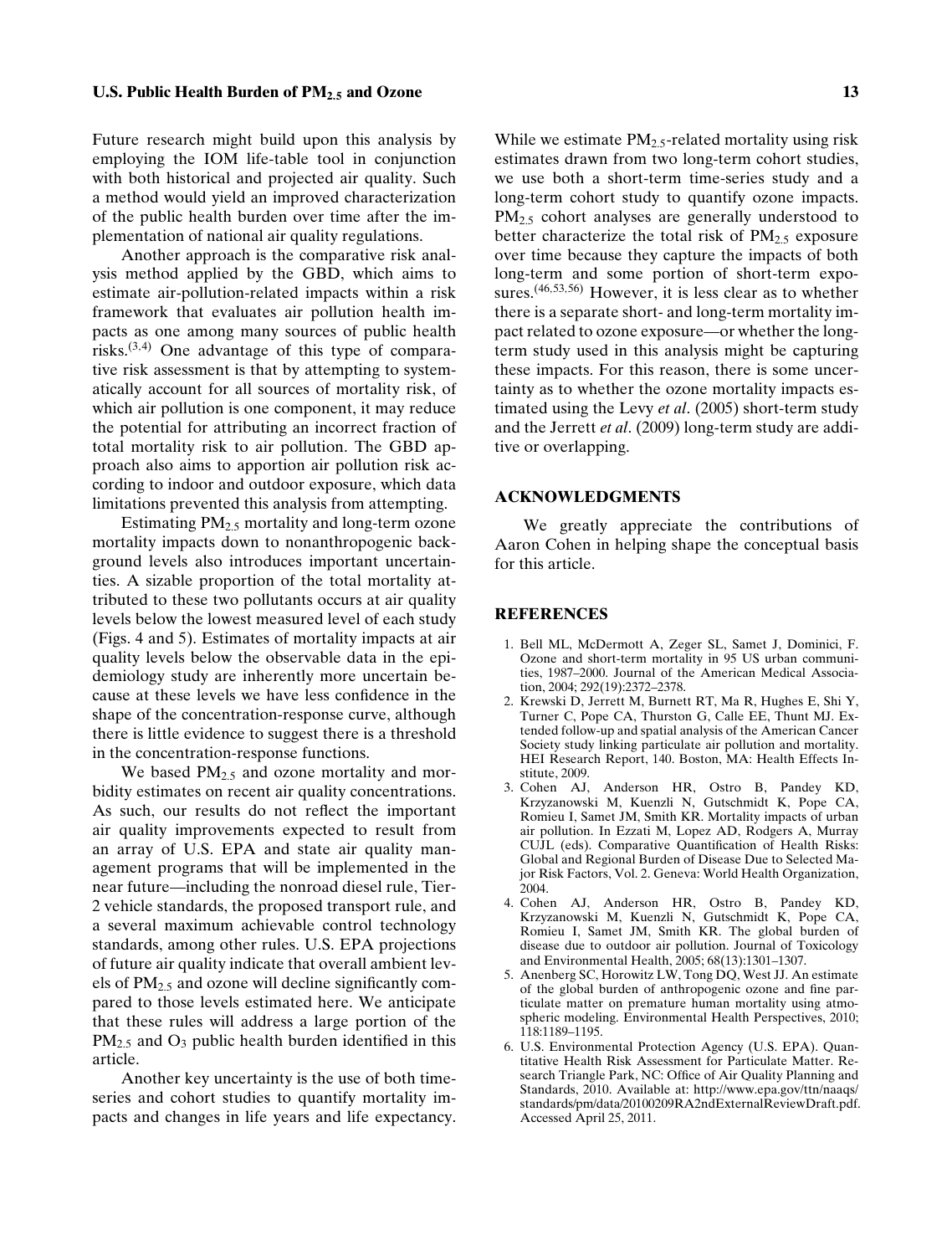Future research might build upon this analysis by employing the IOM life-table tool in conjunction with both historical and projected air quality. Such a method would yield an improved characterization of the public health burden over time after the implementation of national air quality regulations.

Another approach is the comparative risk analysis method applied by the GBD, which aims to estimate air-pollution-related impacts within a risk framework that evaluates air pollution health impacts as one among many sources of public health risks.[3,4] One advantage of this type of comparative risk assessment is that by attempting to systematically account for all sources of mortality risk, of which air pollution is one component, it may reduce the potential for attributing an incorrect fraction of total mortality risk to air pollution. The GBD approach also aims to apportion air pollution risk according to indoor and outdoor exposure, which data limitations prevented this analysis from attempting.

Estimating $PM_{2.5}$ mortality and long-term ozone mortality impacts down to nonanthropogenic background levels also introduces important uncertainties. A sizable proportion of the total mortality attributed to these two pollutants occurs at air quality levels below the lowest measured level of each study (Figs. 4 and 5). Estimates of mortality impacts at air quality levels below the observable data in the epidemiology study are inherently more uncertain because at these levels we have less confidence in the shape of the concentration-response curve, although there is little evidence to suggest there is a threshold in the concentration-response functions.

We based $PM_{2.5}$ and ozone mortality and morbidity estimates on recent air quality concentrations. As such, our results do not reflect the important air quality improvements expected to result from an array of U.S. EPA and state air quality management programs that will be implemented in the near future—including the nonroad diesel rule, Tier-2 vehicle standards, the proposed transport rule, and a several maximum achievable control technology standards, among other rules. U.S. EPA projections of future air quality indicate that overall ambient levels of $PM_{2.5}$ and ozone will decline significantly compared to those levels estimated here. We anticipate that these rules will address a large portion of the $PM_{2.5}$ and $O_3$ public health burden identified in this article.

Another key uncertainty is the use of both time-series and cohort studies to quantify mortality impacts and changes in life years and life expectancy. While we estimate $PM_{2.5}$-related mortality using risk estimates drawn from two long-term cohort studies, we use both a short-term time-series study and a long-term cohort study to quantify ozone impacts. $PM_{2.5}$ cohort analyses are generally understood to better characterize the total risk of $PM_{2.5}$ exposure over time because they capture the impacts of both long-term and some portion of short-term exposures.[46,53,56] However, it is less clear as to whether there is a separate short- and long-term mortality impact related to ozone exposure—or whether the long-term study used in this analysis might be capturing these impacts. For this reason, there is some uncertainty as to whether the ozone mortality impacts estimated using the Levy *et al*. (2005) short-term study and the Jerrett *et al*. (2009) long-term study are additive or overlapping.

## ACKNOWLEDGMENTS

We greatly appreciate the contributions of Aaron Cohen in helping shape the conceptual basis for this article.

## REFERENCES

1. Bell ML, McDermott A, Zeger SL, Samet J, Dominici, F. Ozone and short-term mortality in 95 US urban communities, 1987–2000. Journal of the American Medical Association, 2004; 292(19):2372–2378.
2. Krewski D, Jerrett M, Burnett RT, Ma R, Hughes E, Shi Y, Turner C, Pope CA, Thurston G, Calle EE, Thunt MJ. Extended follow-up and spatial analysis of the American Cancer Society study linking particulate air pollution and mortality. HEI Research Report, 140. Boston, MA: Health Effects Institute, 2009.
3. Cohen AJ, Anderson HR, Ostro B, Pandey KD, Krzyzanowski M, Kuenzli N, Gutschmidt K, Pope CA, Romieu I, Samet JM, Smith KR. Mortality impacts of urban air pollution. In Ezzati M, Lopez AD, Rodgers A, Murray CUJL (eds). Comparative Quantification of Health Risks: Global and Regional Burden of Disease Due to Selected Major Risk Factors, Vol. 2. Geneva: World Health Organization, 2004.
4. Cohen AJ, Anderson HR, Ostro B, Pandey KD, Krzyzanowski M, Kuenzli N, Gutschmidt K, Pope CA, Romieu I, Samet JM, Smith KR. The global burden of disease due to outdoor air pollution. Journal of Toxicology and Environmental Health, 2005; 68(13):1301–1307.
5. Anenberg SC, Horowitz LW, Tong DQ, West JJ. An estimate of the global burden of anthropogenic ozone and fine particulate matter on premature human mortality using atmospheric modeling. Environmental Health Perspectives, 2010; 118:1189–1195.
6. U.S. Environmental Protection Agency (U.S. EPA). Quantitative Health Risk Assessment for Particulate Matter. Research Triangle Park, NC: Office of Air Quality Planning and Standards, 2010. Available at: http://www.epa.gov/ttn/naaqs/standards/pm/data/20100209RA2ndExternalReviewDraft.pdf. Accessed April 25, 2011.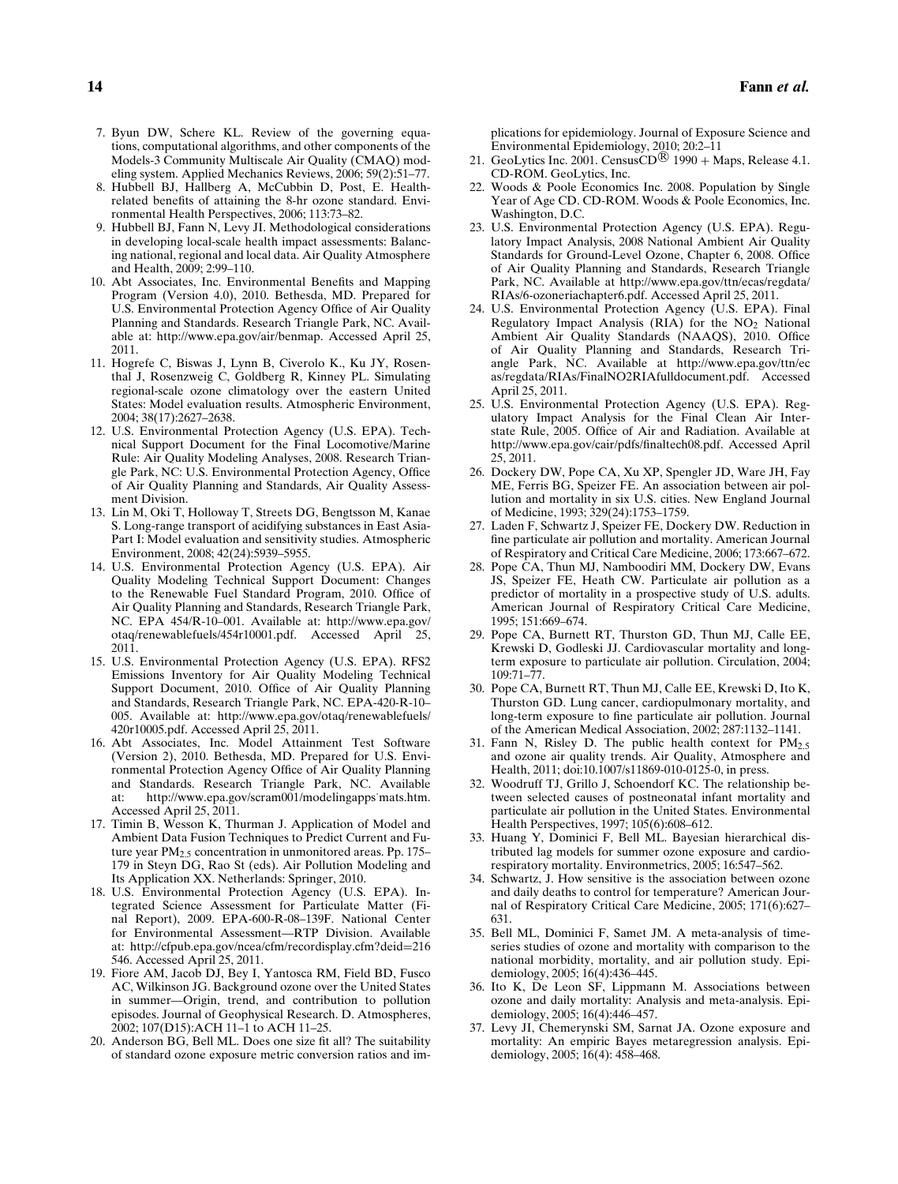7. Byun DW, Schere KL. Review of the governing equations, computational algorithms, and other components of the Models-3 Community Multiscale Air Quality (CMAQ) modeling system. Applied Mechanics Reviews, 2006; 59(2):51–77.
8. Hubbell BJ, Hallberg A, McCubbin D, Post, E. Health-related benefits of attaining the 8-hr ozone standard. Environmental Health Perspectives, 2006; 113:73–82.
9. Hubbell BJ, Fann N, Levy JI. Methodological considerations in developing local-scale health impact assessments: Balancing national, regional and local data. Air Quality Atmosphere and Health, 2009; 2:99–110.
10. Abt Associates, Inc. Environmental Benefits and Mapping Program (Version 4.0), 2010. Bethesda, MD. Prepared for U.S. Environmental Protection Agency Office of Air Quality Planning and Standards. Research Triangle Park, NC. Available at: http://www.epa.gov/air/benmap. Accessed April 25, 2011.
11. Hogrefe C, Biswas J, Lynn B, Civerolo K., Ku JY, Rosenthal J, Rosenzweig C, Goldberg R, Kinney PL. Simulating regional-scale ozone climatology over the eastern United States: Model evaluation results. Atmospheric Environment, 2004; 38(17):2627–2638.
12. U.S. Environmental Protection Agency (U.S. EPA). Technical Support Document for the Final Locomotive/Marine Rule: Air Quality Modeling Analyses, 2008. Research Triangle Park, NC: U.S. Environmental Protection Agency, Office of Air Quality Planning and Standards, Air Quality Assessment Division.
13. Lin M, Oki T, Holloway T, Streets DG, Bengtsson M, Kanae S. Long-range transport of acidifying substances in East Asia-Part I: Model evaluation and sensitivity studies. Atmospheric Environment, 2008; 42(24):5939–5955.
14. U.S. Environmental Protection Agency (U.S. EPA). Air Quality Modeling Technical Support Document: Changes to the Renewable Fuel Standard Program, 2010. Office of Air Quality Planning and Standards, Research Triangle Park, NC. EPA 454/R-10–001. Available at: http://www.epa.gov/otaq/renewablefuels/454r10001.pdf. Accessed April 25, 2011.
15. U.S. Environmental Protection Agency (U.S. EPA). RFS2 Emissions Inventory for Air Quality Modeling Technical Support Document, 2010. Office of Air Quality Planning and Standards, Research Triangle Park, NC. EPA-420-R-10–005. Available at: http://www.epa.gov/otaq/renewablefuels/420r10005.pdf. Accessed April 25, 2011.
16. Abt Associates, Inc. Model Attainment Test Software (Version 2), 2010. Bethesda, MD. Prepared for U.S. Environmental Protection Agency Office of Air Quality Planning and Standards. Research Triangle Park, NC. Available at: http://www.epa.gov/scram001/modelingapps˙mats.htm. Accessed April 25, 2011.
17. Timin B, Wesson K, Thurman J. Application of Model and Ambient Data Fusion Techniques to Predict Current and Future year $PM_{2.5}$ concentration in unmonitored areas. Pp. 175–179 in Steyn DG, Rao St (eds). Air Pollution Modeling and Its Application XX. Netherlands: Springer, 2010.
18. U.S. Environmental Protection Agency (U.S. EPA). Integrated Science Assessment for Particulate Matter (Final Report), 2009. EPA-600-R-08–139F. National Center for Environmental Assessment—RTP Division. Available at: http://cfpub.epa.gov/ncea/cfm/recordisplay.cfm?deid=216546. Accessed April 25, 2011.
19. Fiore AM, Jacob DJ, Bey I, Yantosca RM, Field BD, Fusco AC, Wilkinson JG. Background ozone over the United States in summer—Origin, trend, and contribution to pollution episodes. Journal of Geophysical Research. D. Atmospheres, 2002; 107(D15):ACH 11–1 to ACH 11–25.
20. Anderson BG, Bell ML. Does one size fit all? The suitability of standard ozone exposure metric conversion ratios and implications for epidemiology. Journal of Exposure Science and Environmental Epidemiology, 2010; 20:2–11
21. GeoLytics Inc. 2001. CensusCD® 1990 + Maps, Release 4.1. CD-ROM. GeoLytics, Inc.
22. Woods & Poole Economics Inc. 2008. Population by Single Year of Age CD. CD-ROM. Woods & Poole Economics, Inc. Washington, D.C.
23. U.S. Environmental Protection Agency (U.S. EPA). Regulatory Impact Analysis, 2008 National Ambient Air Quality Standards for Ground-Level Ozone, Chapter 6, 2008. Office of Air Quality Planning and Standards, Research Triangle Park, NC. Available at http://www.epa.gov/ttn/ecas/regdata/RIAs/6-ozoneriachapter6.pdf. Accessed April 25, 2011.
24. U.S. Environmental Protection Agency (U.S. EPA). Final Regulatory Impact Analysis (RIA) for the $NO_2$ National Ambient Air Quality Standards (NAAQS), 2010. Office of Air Quality Planning and Standards, Research Triangle Park, NC. Available at http://www.epa.gov/ttn/ecas/regdata/RIAs/FinalNO2RIAfulldocument.pdf. Accessed April 25, 2011.
25. U.S. Environmental Protection Agency (U.S. EPA). Regulatory Impact Analysis for the Final Clean Air Interstate Rule, 2005. Office of Air and Radiation. Available at http://www.epa.gov/cair/pdfs/finaltech08.pdf. Accessed April 25, 2011.
26. Dockery DW, Pope CA, Xu XP, Spengler JD, Ware JH, Fay ME, Ferris BG, Speizer FE. An association between air pollution and mortality in six U.S. cities. New England Journal of Medicine, 1993; 329(24):1753–1759.
27. Laden F, Schwartz J, Speizer FE, Dockery DW. Reduction in fine particulate air pollution and mortality. American Journal of Respiratory and Critical Care Medicine, 2006; 173:667–672.
28. Pope CA, Thun MJ, Namboodiri MM, Dockery DW, Evans JS, Speizer FE, Heath CW. Particulate air pollution as a predictor of mortality in a prospective study of U.S. adults. American Journal of Respiratory Critical Care Medicine, 1995; 151:669–674.
29. Pope CA, Burnett RT, Thurston GD, Thun MJ, Calle EE, Krewski D, Godleski JJ. Cardiovascular mortality and long-term exposure to particulate air pollution. Circulation, 2004; 109:71–77.
30. Pope CA, Burnett RT, Thun MJ, Calle EE, Krewski D, Ito K, Thurston GD. Lung cancer, cardiopulmonary mortality, and long-term exposure to fine particulate air pollution. Journal of the American Medical Association, 2002; 287:1132–1141.
31. Fann N, Risley D. The public health context for $PM_{2.5}$ and ozone air quality trends. Air Quality, Atmosphere and Health, 2011; doi:10.1007/s11869-010-0125-0, in press.
32. Woodruff TJ, Grillo J, Schoendorf KC. The relationship between selected causes of postneonatal infant mortality and particulate air pollution in the United States. Environmental Health Perspectives, 1997; 105(6):608–612.
33. Huang Y, Dominici F, Bell ML. Bayesian hierarchical distributed lag models for summer ozone exposure and cardio-respiratory mortality. Environmetrics, 2005; 16:547–562.
34. Schwartz, J. How sensitive is the association between ozone and daily deaths to control for temperature? American Journal of Respiratory Critical Care Medicine, 2005; 171(6):627–631.
35. Bell ML, Dominici F, Samet JM. A meta-analysis of time-series studies of ozone and mortality with comparison to the national morbidity, mortality, and air pollution study. Epidemiology, 2005; 16(4):436–445.
36. Ito K, De Leon SF, Lippmann M. Associations between ozone and daily mortality: Analysis and meta-analysis. Epidemiology, 2005; 16(4):446–457.
37. Levy JI, Chemerynski SM, Sarnat JA. Ozone exposure and mortality: An empiric Bayes metaregression analysis. Epidemiology, 2005; 16(4): 458–468.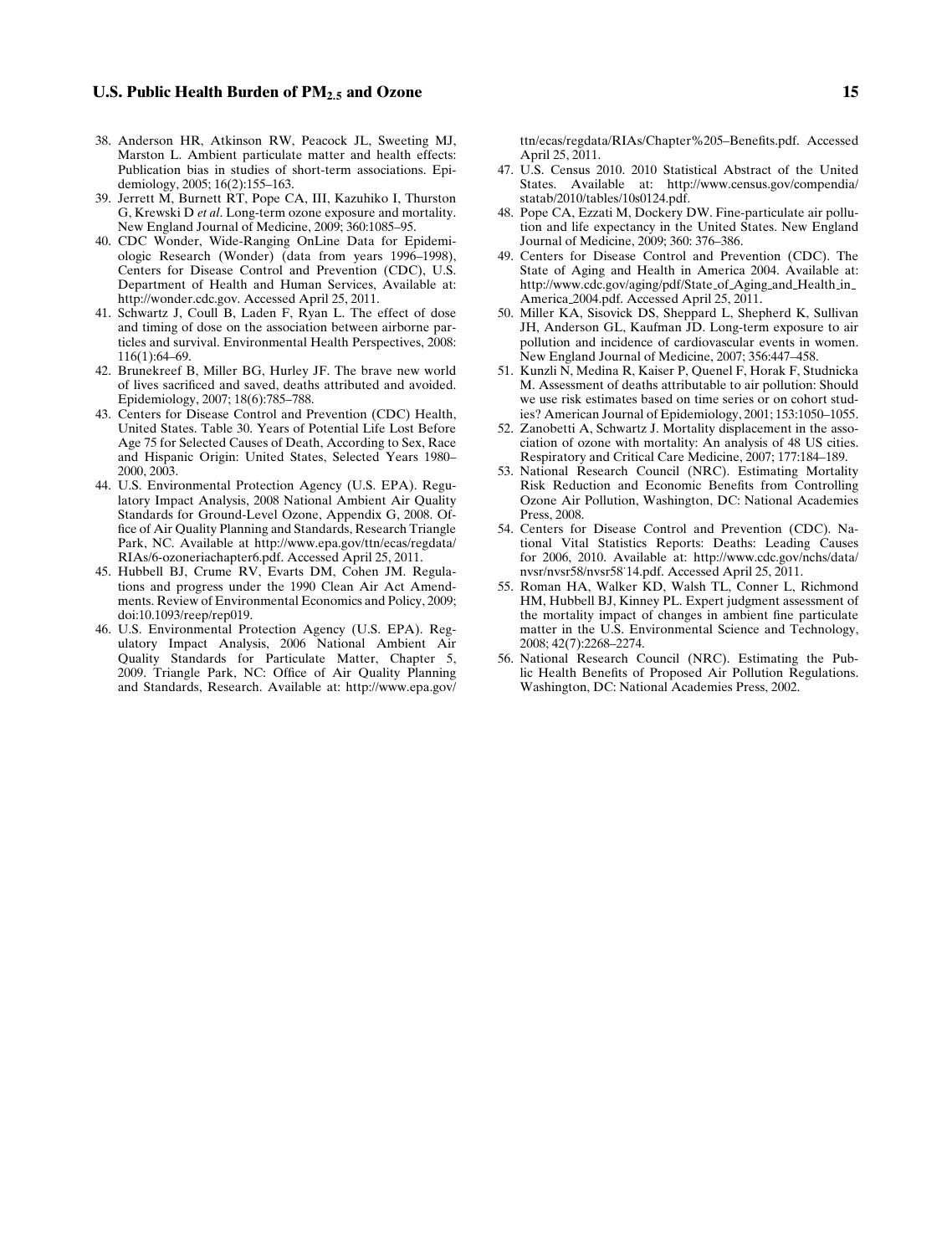38. Anderson HR, Atkinson RW, Peacock JL, Sweeting MJ, Marston L. Ambient particulate matter and health effects: Publication bias in studies of short-term associations. Epidemiology, 2005; 16(2):155–163.
39. Jerrett M, Burnett RT, Pope CA, III, Kazuhiko I, Thurston G, Krewski D *et al*. Long-term ozone exposure and mortality. New England Journal of Medicine, 2009; 360:1085–95.
40. CDC Wonder, Wide-Ranging OnLine Data for Epidemiologic Research (Wonder) (data from years 1996–1998), Centers for Disease Control and Prevention (CDC), U.S. Department of Health and Human Services, Available at: http://wonder.cdc.gov. Accessed April 25, 2011.
41. Schwartz J, Coull B, Laden F, Ryan L. The effect of dose and timing of dose on the association between airborne particles and survival. Environmental Health Perspectives, 2008: 116(1):64–69.
42. Brunekreef B, Miller BG, Hurley JF. The brave new world of lives sacrificed and saved, deaths attributed and avoided. Epidemiology, 2007; 18(6):785–788.
43. Centers for Disease Control and Prevention (CDC) Health, United States. Table 30. Years of Potential Life Lost Before Age 75 for Selected Causes of Death, According to Sex, Race and Hispanic Origin: United States, Selected Years 1980–2000, 2003.
44. U.S. Environmental Protection Agency (U.S. EPA). Regulatory Impact Analysis, 2008 National Ambient Air Quality Standards for Ground-Level Ozone, Appendix G, 2008. Office of Air Quality Planning and Standards, Research Triangle Park, NC. Available at http://www.epa.gov/ttn/ecas/regdata/RIAs/6-ozoneriachapter6.pdf. Accessed April 25, 2011.
45. Hubbell BJ, Crume RV, Evarts DM, Cohen JM. Regulations and progress under the 1990 Clean Air Act Amendments. Review of Environmental Economics and Policy, 2009; doi:10.1093/reep/rep019.
46. U.S. Environmental Protection Agency (U.S. EPA). Regulatory Impact Analysis, 2006 National Ambient Air Quality Standards for Particulate Matter, Chapter 5, 2009. Triangle Park, NC: Office of Air Quality Planning and Standards, Research. Available at: http://www.epa.gov/ttn/ecas/regdata/RIAs/Chapter%205–Benefits.pdf. Accessed April 25, 2011.
47. U.S. Census 2010. 2010 Statistical Abstract of the United States. Available at: http://www.census.gov/compendia/statab/2010/tables/10s0124.pdf.
48. Pope CA, Ezzati M, Dockery DW. Fine-particulate air pollution and life expectancy in the United States. New England Journal of Medicine, 2009; 360: 376–386.
49. Centers for Disease Control and Prevention (CDC). The State of Aging and Health in America 2004. Available at: http://www.cdc.gov/aging/pdf/State_of_Aging_and_Health_in_America_2004.pdf. Accessed April 25, 2011.
50. Miller KA, Sisovick DS, Sheppard L, Shepherd K, Sullivan JH, Anderson GL, Kaufman JD. Long-term exposure to air pollution and incidence of cardiovascular events in women. New England Journal of Medicine, 2007; 356:447–458.
51. Kunzli N, Medina R, Kaiser P, Quenel F, Horak F, Studnicka M. Assessment of deaths attributable to air pollution: Should we use risk estimates based on time series or on cohort studies? American Journal of Epidemiology, 2001; 153:1050–1055.
52. Zanobetti A, Schwartz J. Mortality displacement in the association of ozone with mortality: An analysis of 48 US cities. Respiratory and Critical Care Medicine, 2007; 177:184–189.
53. National Research Council (NRC). Estimating Mortality Risk Reduction and Economic Benefits from Controlling Ozone Air Pollution, Washington, DC: National Academies Press, 2008.
54. Centers for Disease Control and Prevention (CDC). National Vital Statistics Reports: Deaths: Leading Causes for 2006, 2010. Available at: http://www.cdc.gov/nchs/data/nvsr/nvsr58/nvsr58˙14.pdf. Accessed April 25, 2011.
55. Roman HA, Walker KD, Walsh TL, Conner L, Richmond HM, Hubbell BJ, Kinney PL. Expert judgment assessment of the mortality impact of changes in ambient fine particulate matter in the U.S. Environmental Science and Technology, 2008; 42(7):2268–2274.
56. National Research Council (NRC). Estimating the Public Health Benefits of Proposed Air Pollution Regulations. Washington, DC: National Academies Press, 2002.